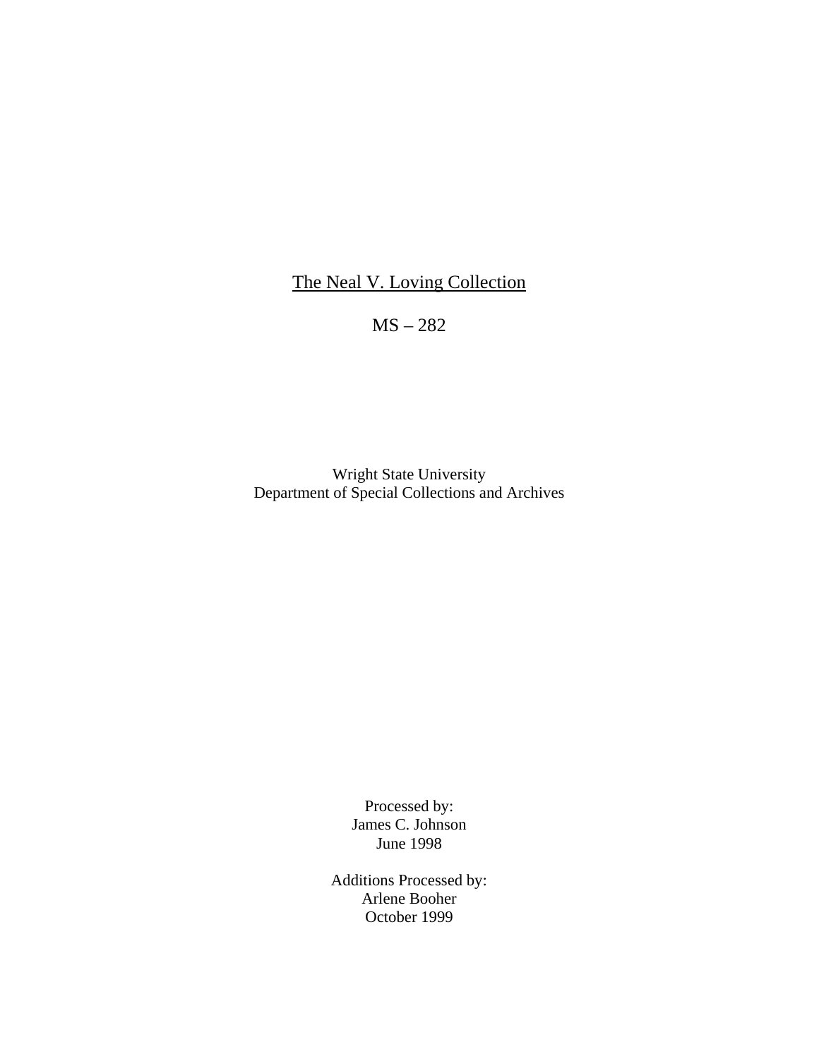# The Neal V. Loving Collection

MS – 282

Wright State University
Department of Special Collections and Archives

Processed by:
James C. Johnson
June 1998

Additions Processed by:
Arlene Booher
October 1999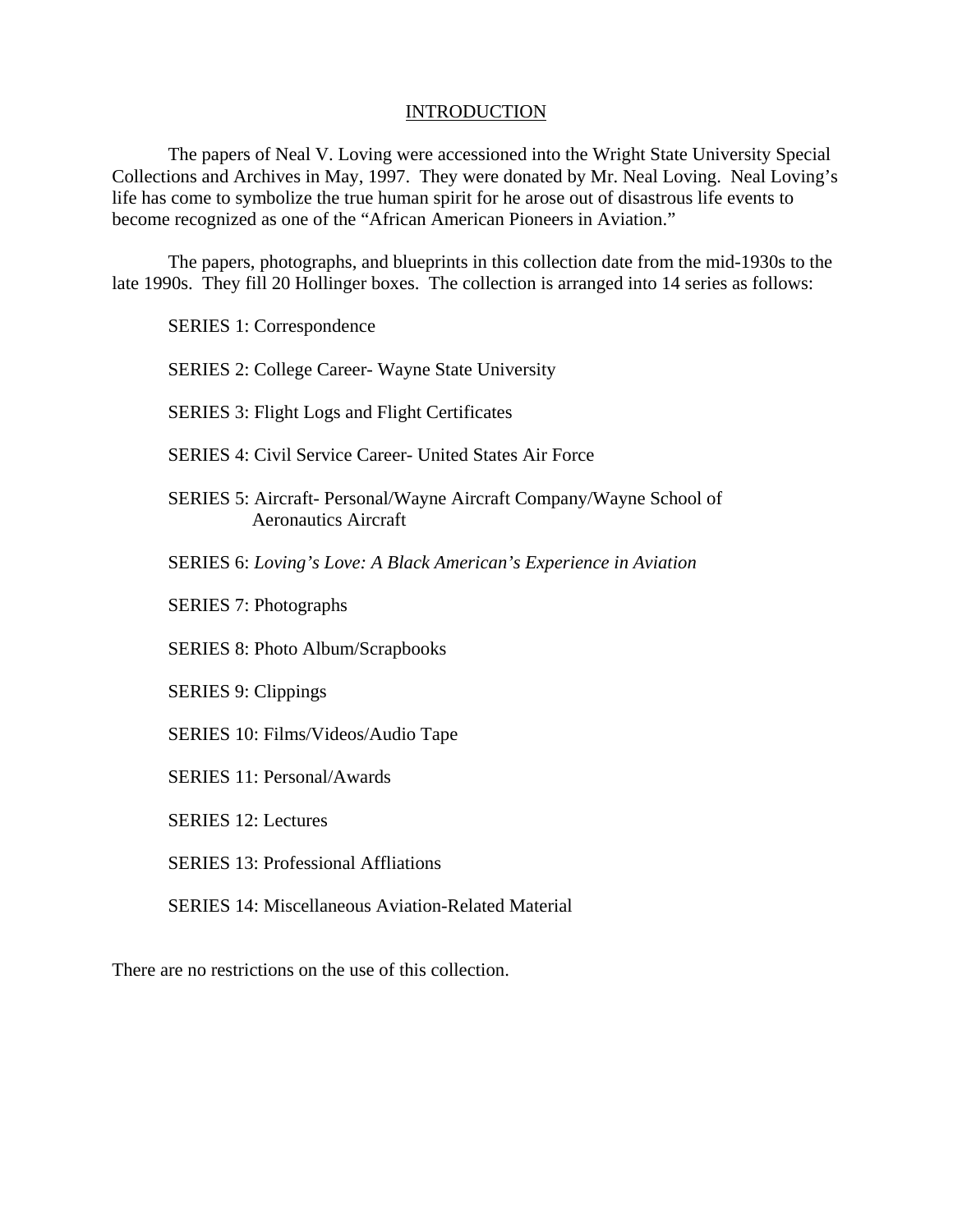# INTRODUCTION

The papers of Neal V. Loving were accessioned into the Wright State University Special Collections and Archives in May, 1997. They were donated by Mr. Neal Loving. Neal Loving's life has come to symbolize the true human spirit for he arose out of disastrous life events to become recognized as one of the "African American Pioneers in Aviation."

The papers, photographs, and blueprints in this collection date from the mid-1930s to the late 1990s. They fill 20 Hollinger boxes. The collection is arranged into 14 series as follows:

SERIES 1: Correspondence

SERIES 2: College Career- Wayne State University

SERIES 3: Flight Logs and Flight Certificates

SERIES 4: Civil Service Career- United States Air Force

SERIES 5: Aircraft- Personal/Wayne Aircraft Company/Wayne School of Aeronautics Aircraft

SERIES 6: *Loving's Love: A Black American's Experience in Aviation*

SERIES 7: Photographs

SERIES 8: Photo Album/Scrapbooks

SERIES 9: Clippings

SERIES 10: Films/Videos/Audio Tape

SERIES 11: Personal/Awards

SERIES 12: Lectures

SERIES 13: Professional Affliations

SERIES 14: Miscellaneous Aviation-Related Material

There are no restrictions on the use of this collection.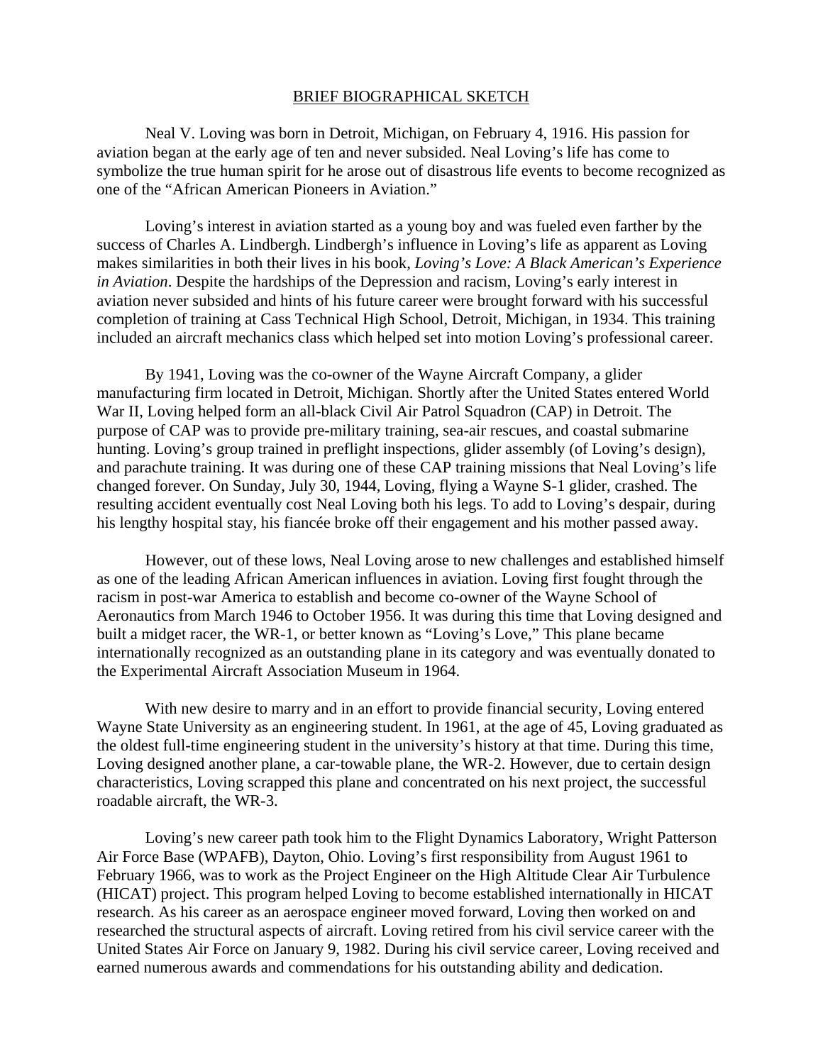## BRIEF BIOGRAPHICAL SKETCH

Neal V. Loving was born in Detroit, Michigan, on February 4, 1916. His passion for aviation began at the early age of ten and never subsided. Neal Loving's life has come to symbolize the true human spirit for he arose out of disastrous life events to become recognized as one of the "African American Pioneers in Aviation."

Loving's interest in aviation started as a young boy and was fueled even farther by the success of Charles A. Lindbergh. Lindbergh's influence in Loving's life as apparent as Loving makes similarities in both their lives in his book, *Loving's Love: A Black American's Experience in Aviation*. Despite the hardships of the Depression and racism, Loving's early interest in aviation never subsided and hints of his future career were brought forward with his successful completion of training at Cass Technical High School, Detroit, Michigan, in 1934. This training included an aircraft mechanics class which helped set into motion Loving's professional career.

By 1941, Loving was the co-owner of the Wayne Aircraft Company, a glider manufacturing firm located in Detroit, Michigan. Shortly after the United States entered World War II, Loving helped form an all-black Civil Air Patrol Squadron (CAP) in Detroit. The purpose of CAP was to provide pre-military training, sea-air rescues, and coastal submarine hunting. Loving's group trained in preflight inspections, glider assembly (of Loving's design), and parachute training. It was during one of these CAP training missions that Neal Loving's life changed forever. On Sunday, July 30, 1944, Loving, flying a Wayne S-1 glider, crashed. The resulting accident eventually cost Neal Loving both his legs. To add to Loving's despair, during his lengthy hospital stay, his fiancée broke off their engagement and his mother passed away.

However, out of these lows, Neal Loving arose to new challenges and established himself as one of the leading African American influences in aviation. Loving first fought through the racism in post-war America to establish and become co-owner of the Wayne School of Aeronautics from March 1946 to October 1956. It was during this time that Loving designed and built a midget racer, the WR-1, or better known as "Loving's Love," This plane became internationally recognized as an outstanding plane in its category and was eventually donated to the Experimental Aircraft Association Museum in 1964.

With new desire to marry and in an effort to provide financial security, Loving entered Wayne State University as an engineering student. In 1961, at the age of 45, Loving graduated as the oldest full-time engineering student in the university's history at that time. During this time, Loving designed another plane, a car-towable plane, the WR-2. However, due to certain design characteristics, Loving scrapped this plane and concentrated on his next project, the successful roadable aircraft, the WR-3.

Loving's new career path took him to the Flight Dynamics Laboratory, Wright Patterson Air Force Base (WPAFB), Dayton, Ohio. Loving's first responsibility from August 1961 to February 1966, was to work as the Project Engineer on the High Altitude Clear Air Turbulence (HICAT) project. This program helped Loving to become established internationally in HICAT research. As his career as an aerospace engineer moved forward, Loving then worked on and researched the structural aspects of aircraft. Loving retired from his civil service career with the United States Air Force on January 9, 1982. During his civil service career, Loving received and earned numerous awards and commendations for his outstanding ability and dedication.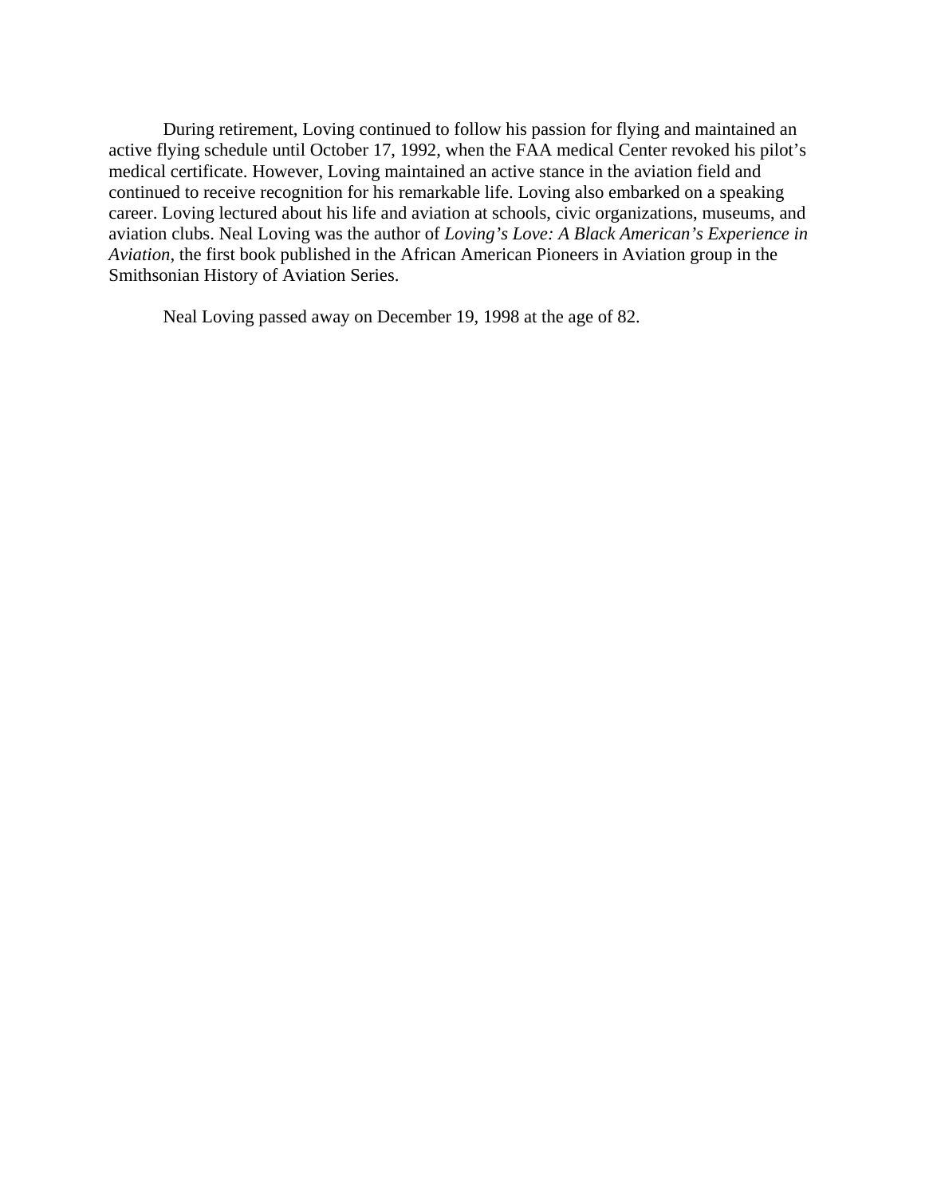During retirement, Loving continued to follow his passion for flying and maintained an active flying schedule until October 17, 1992, when the FAA medical Center revoked his pilot's medical certificate. However, Loving maintained an active stance in the aviation field and continued to receive recognition for his remarkable life. Loving also embarked on a speaking career. Loving lectured about his life and aviation at schools, civic organizations, museums, and aviation clubs. Neal Loving was the author of *Loving's Love: A Black American's Experience in Aviation*, the first book published in the African American Pioneers in Aviation group in the Smithsonian History of Aviation Series.

Neal Loving passed away on December 19, 1998 at the age of 82.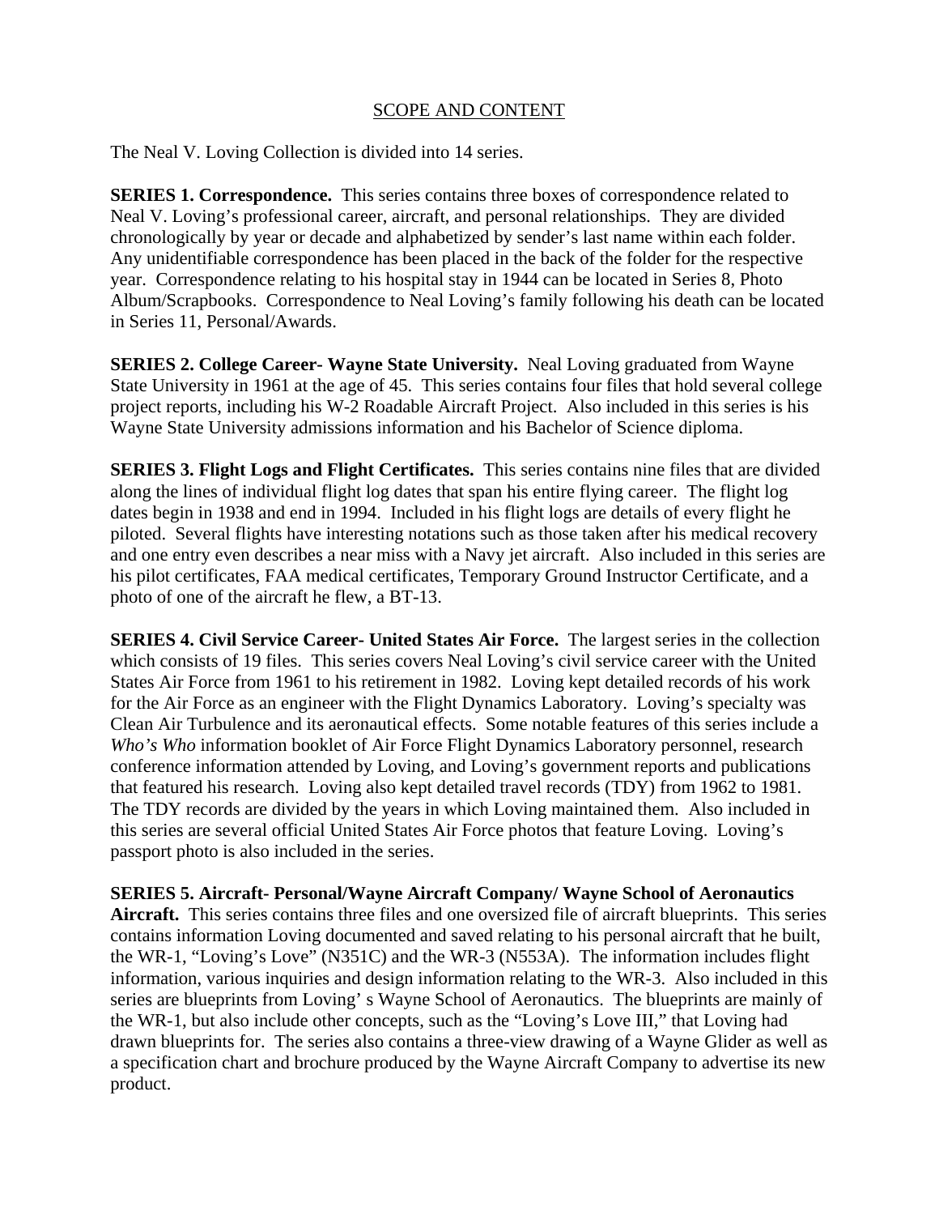## SCOPE AND CONTENT

The Neal V. Loving Collection is divided into 14 series.

**SERIES 1. Correspondence.** This series contains three boxes of correspondence related to Neal V. Loving's professional career, aircraft, and personal relationships. They are divided chronologically by year or decade and alphabetized by sender's last name within each folder. Any unidentifiable correspondence has been placed in the back of the folder for the respective year. Correspondence relating to his hospital stay in 1944 can be located in Series 8, Photo Album/Scrapbooks. Correspondence to Neal Loving's family following his death can be located in Series 11, Personal/Awards.

**SERIES 2. College Career- Wayne State University.** Neal Loving graduated from Wayne State University in 1961 at the age of 45. This series contains four files that hold several college project reports, including his W-2 Roadable Aircraft Project. Also included in this series is his Wayne State University admissions information and his Bachelor of Science diploma.

**SERIES 3. Flight Logs and Flight Certificates.** This series contains nine files that are divided along the lines of individual flight log dates that span his entire flying career. The flight log dates begin in 1938 and end in 1994. Included in his flight logs are details of every flight he piloted. Several flights have interesting notations such as those taken after his medical recovery and one entry even describes a near miss with a Navy jet aircraft. Also included in this series are his pilot certificates, FAA medical certificates, Temporary Ground Instructor Certificate, and a photo of one of the aircraft he flew, a BT-13.

**SERIES 4. Civil Service Career- United States Air Force.** The largest series in the collection which consists of 19 files. This series covers Neal Loving's civil service career with the United States Air Force from 1961 to his retirement in 1982. Loving kept detailed records of his work for the Air Force as an engineer with the Flight Dynamics Laboratory. Loving's specialty was Clean Air Turbulence and its aeronautical effects. Some notable features of this series include a *Who's Who* information booklet of Air Force Flight Dynamics Laboratory personnel, research conference information attended by Loving, and Loving's government reports and publications that featured his research. Loving also kept detailed travel records (TDY) from 1962 to 1981. The TDY records are divided by the years in which Loving maintained them. Also included in this series are several official United States Air Force photos that feature Loving. Loving's passport photo is also included in the series.

**SERIES 5. Aircraft- Personal/Wayne Aircraft Company/ Wayne School of Aeronautics Aircraft.** This series contains three files and one oversized file of aircraft blueprints. This series contains information Loving documented and saved relating to his personal aircraft that he built, the WR-1, "Loving's Love" (N351C) and the WR-3 (N553A). The information includes flight information, various inquiries and design information relating to the WR-3. Also included in this series are blueprints from Loving' s Wayne School of Aeronautics. The blueprints are mainly of the WR-1, but also include other concepts, such as the "Loving's Love III," that Loving had drawn blueprints for. The series also contains a three-view drawing of a Wayne Glider as well as a specification chart and brochure produced by the Wayne Aircraft Company to advertise its new product.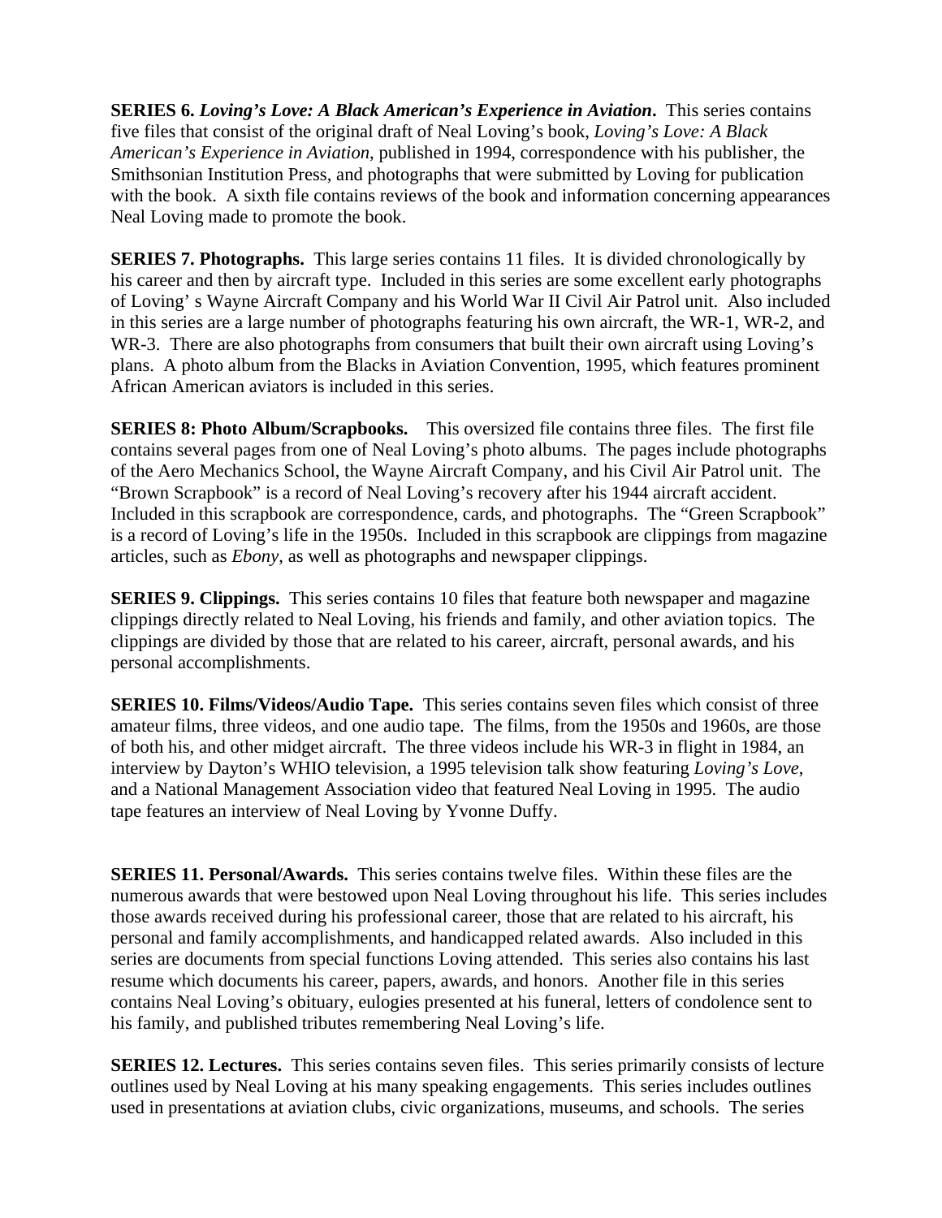**SERIES 6.** ***Loving's Love: A Black American's Experience in Aviation*****.** This series contains five files that consist of the original draft of Neal Loving's book, *Loving's Love: A Black American's Experience in Aviation*, published in 1994, correspondence with his publisher, the Smithsonian Institution Press, and photographs that were submitted by Loving for publication with the book. A sixth file contains reviews of the book and information concerning appearances Neal Loving made to promote the book.

**SERIES 7. Photographs.** This large series contains 11 files. It is divided chronologically by his career and then by aircraft type. Included in this series are some excellent early photographs of Loving' s Wayne Aircraft Company and his World War II Civil Air Patrol unit. Also included in this series are a large number of photographs featuring his own aircraft, the WR-1, WR-2, and WR-3. There are also photographs from consumers that built their own aircraft using Loving's plans. A photo album from the Blacks in Aviation Convention, 1995, which features prominent African American aviators is included in this series.

**SERIES 8: Photo Album/Scrapbooks.** This oversized file contains three files. The first file contains several pages from one of Neal Loving's photo albums. The pages include photographs of the Aero Mechanics School, the Wayne Aircraft Company, and his Civil Air Patrol unit. The "Brown Scrapbook" is a record of Neal Loving's recovery after his 1944 aircraft accident. Included in this scrapbook are correspondence, cards, and photographs. The "Green Scrapbook" is a record of Loving's life in the 1950s. Included in this scrapbook are clippings from magazine articles, such as *Ebony*, as well as photographs and newspaper clippings.

**SERIES 9. Clippings.** This series contains 10 files that feature both newspaper and magazine clippings directly related to Neal Loving, his friends and family, and other aviation topics. The clippings are divided by those that are related to his career, aircraft, personal awards, and his personal accomplishments.

**SERIES 10. Films/Videos/Audio Tape.** This series contains seven files which consist of three amateur films, three videos, and one audio tape. The films, from the 1950s and 1960s, are those of both his, and other midget aircraft. The three videos include his WR-3 in flight in 1984, an interview by Dayton's WHIO television, a 1995 television talk show featuring *Loving's Love*, and a National Management Association video that featured Neal Loving in 1995. The audio tape features an interview of Neal Loving by Yvonne Duffy.

**SERIES 11. Personal/Awards.** This series contains twelve files. Within these files are the numerous awards that were bestowed upon Neal Loving throughout his life. This series includes those awards received during his professional career, those that are related to his aircraft, his personal and family accomplishments, and handicapped related awards. Also included in this series are documents from special functions Loving attended. This series also contains his last resume which documents his career, papers, awards, and honors. Another file in this series contains Neal Loving's obituary, eulogies presented at his funeral, letters of condolence sent to his family, and published tributes remembering Neal Loving's life.

**SERIES 12. Lectures.** This series contains seven files. This series primarily consists of lecture outlines used by Neal Loving at his many speaking engagements. This series includes outlines used in presentations at aviation clubs, civic organizations, museums, and schools. The series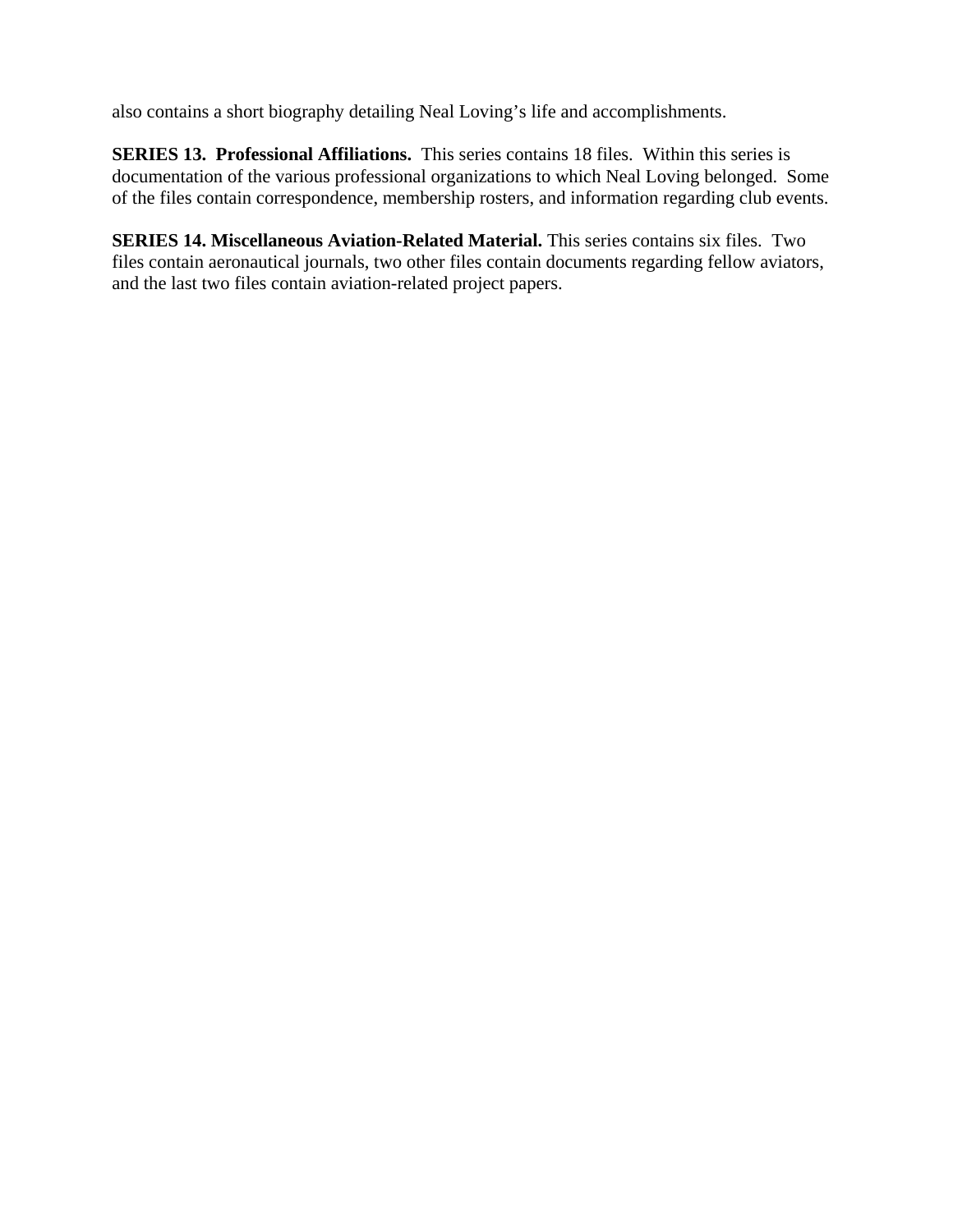also contains a short biography detailing Neal Loving's life and accomplishments.

**SERIES 13. Professional Affiliations.** This series contains 18 files. Within this series is documentation of the various professional organizations to which Neal Loving belonged. Some of the files contain correspondence, membership rosters, and information regarding club events.

**SERIES 14. Miscellaneous Aviation-Related Material.** This series contains six files. Two files contain aeronautical journals, two other files contain documents regarding fellow aviators, and the last two files contain aviation-related project papers.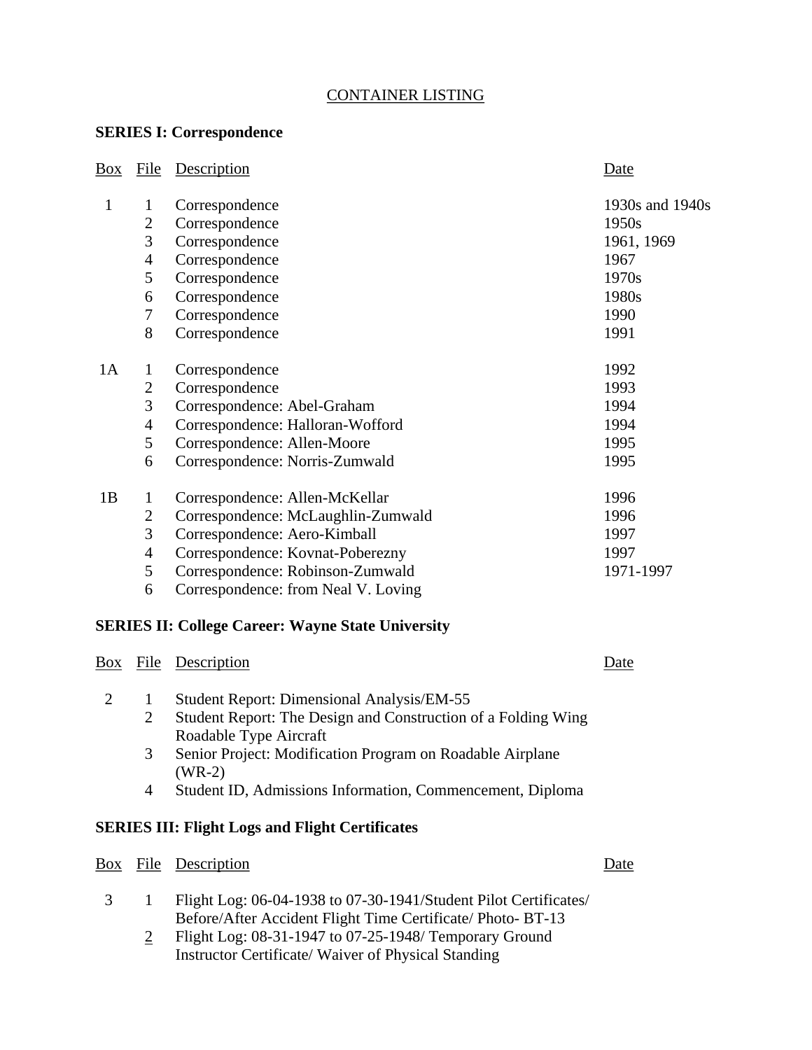# CONTAINER LISTING

## SERIES I: Correspondence

| Box | File | Description | Date |
|---|---|---|---|
| 1 | 1 | Correspondence | 1930s and 1940s |
| | 2 | Correspondence | 1950s |
| | 3 | Correspondence | 1961, 1969 |
| | 4 | Correspondence | 1967 |
| | 5 | Correspondence | 1970s |
| | 6 | Correspondence | 1980s |
| | 7 | Correspondence | 1990 |
| | 8 | Correspondence | 1991 |
| 1A | 1 | Correspondence | 1992 |
| | 2 | Correspondence | 1993 |
| | 3 | Correspondence: Abel-Graham | 1994 |
| | 4 | Correspondence: Halloran-Wofford | 1994 |
| | 5 | Correspondence: Allen-Moore | 1995 |
| | 6 | Correspondence: Norris-Zumwald | 1995 |
| 1B | 1 | Correspondence: Allen-McKellar | 1996 |
| | 2 | Correspondence: McLaughlin-Zumwald | 1996 |
| | 3 | Correspondence: Aero-Kimball | 1997 |
| | 4 | Correspondence: Kovnat-Poberezny | 1997 |
| | 5 | Correspondence: Robinson-Zumwald | 1971-1997 |
| | 6 | Correspondence: from Neal V. Loving | |

## SERIES II: College Career: Wayne State University

| Box | File | Description | Date |
|---|---|---|---|
| 2 | 1 | Student Report: Dimensional Analysis/EM-55 | |
| | 2 | Student Report: The Design and Construction of a Folding Wing Roadable Type Aircraft | |
| | 3 | Senior Project: Modification Program on Roadable Airplane (WR-2) | |
| | 4 | Student ID, Admissions Information, Commencement, Diploma | |

## SERIES III: Flight Logs and Flight Certificates

| Box | File | Description | Date |
|---|---|---|---|
| 3 | 1 | Flight Log: 06-04-1938 to 07-30-1941/Student Pilot Certificates/ Before/After Accident Flight Time Certificate/ Photo- BT-13 | |
| | 2 | Flight Log: 08-31-1947 to 07-25-1948/ Temporary Ground Instructor Certificate/ Waiver of Physical Standing | |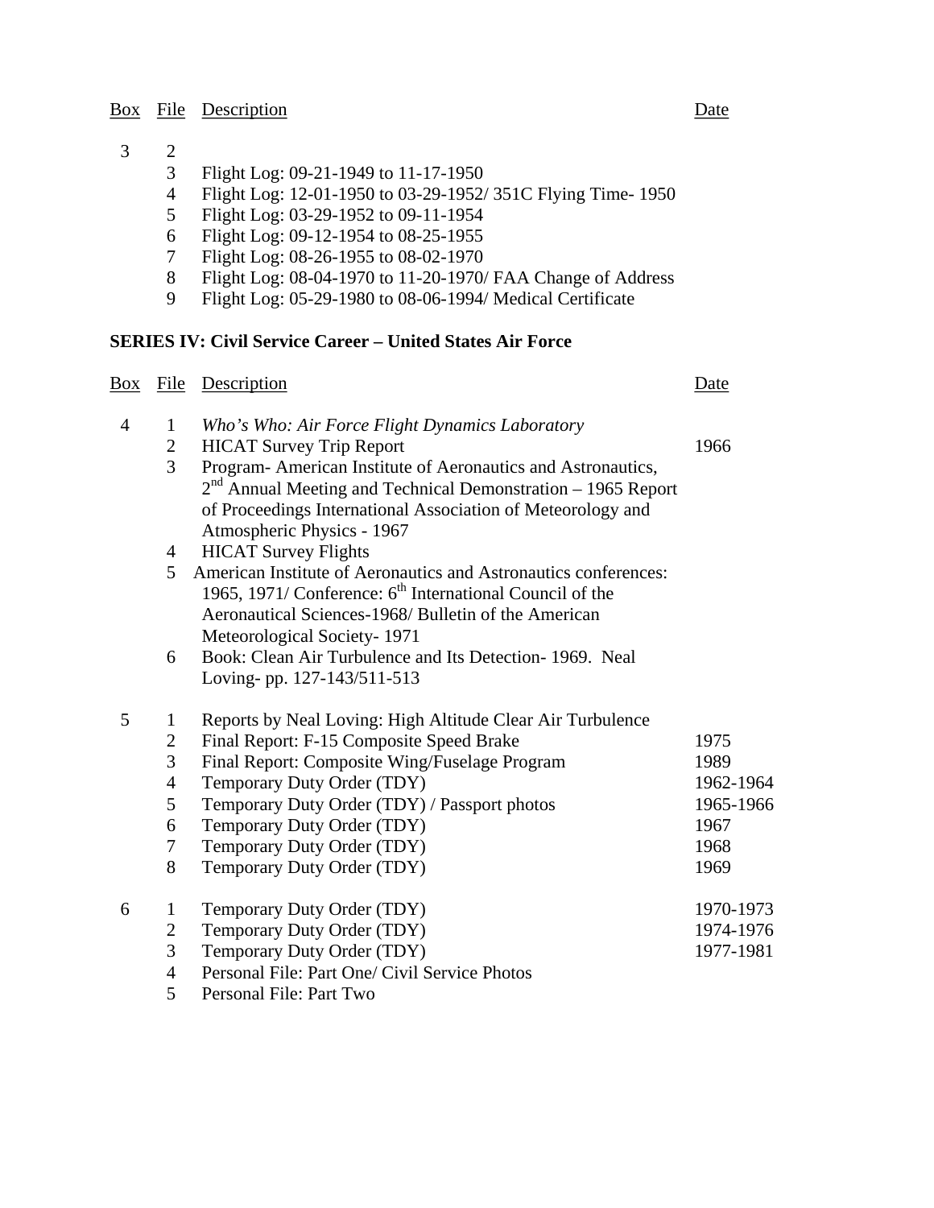| Box | File | Description | Date |
|---|---|---|---|
| 3 | 2 | | |
| | 3 | Flight Log: 09-21-1949 to 11-17-1950 | |
| | 4 | Flight Log: 12-01-1950 to 03-29-1952/ 351C Flying Time- 1950 | |
| | 5 | Flight Log: 03-29-1952 to 09-11-1954 | |
| | 6 | Flight Log: 09-12-1954 to 08-25-1955 | |
| | 7 | Flight Log: 08-26-1955 to 08-02-1970 | |
| | 8 | Flight Log: 08-04-1970 to 11-20-1970/ FAA Change of Address | |
| | 9 | Flight Log: 05-29-1980 to 08-06-1994/ Medical Certificate | |

**SERIES IV: Civil Service Career – United States Air Force**

| Box | File | Description | Date |
|---|---|---|---|
| 4 | 1 | *Who's Who: Air Force Flight Dynamics Laboratory* | |
| | 2 | HICAT Survey Trip Report | 1966 |
| | 3 | Program- American Institute of Aeronautics and Astronautics, 2nd Annual Meeting and Technical Demonstration – 1965 Report of Proceedings International Association of Meteorology and Atmospheric Physics - 1967 | |
| | 4 | HICAT Survey Flights | |
| | 5 | American Institute of Aeronautics and Astronautics conferences: 1965, 1971/ Conference: 6th International Council of the Aeronautical Sciences-1968/ Bulletin of the American Meteorological Society- 1971 | |
| | 6 | Book: Clean Air Turbulence and Its Detection- 1969. Neal Loving- pp. 127-143/511-513 | |
| 5 | 1 | Reports by Neal Loving: High Altitude Clear Air Turbulence | |
| | 2 | Final Report: F-15 Composite Speed Brake | 1975 |
| | 3 | Final Report: Composite Wing/Fuselage Program | 1989 |
| | 4 | Temporary Duty Order (TDY) | 1962-1964 |
| | 5 | Temporary Duty Order (TDY) / Passport photos | 1965-1966 |
| | 6 | Temporary Duty Order (TDY) | 1967 |
| | 7 | Temporary Duty Order (TDY) | 1968 |
| | 8 | Temporary Duty Order (TDY) | 1969 |
| 6 | 1 | Temporary Duty Order (TDY) | 1970-1973 |
| | 2 | Temporary Duty Order (TDY) | 1974-1976 |
| | 3 | Temporary Duty Order (TDY) | 1977-1981 |
| | 4 | Personal File: Part One/ Civil Service Photos | |
| | 5 | Personal File: Part Two | |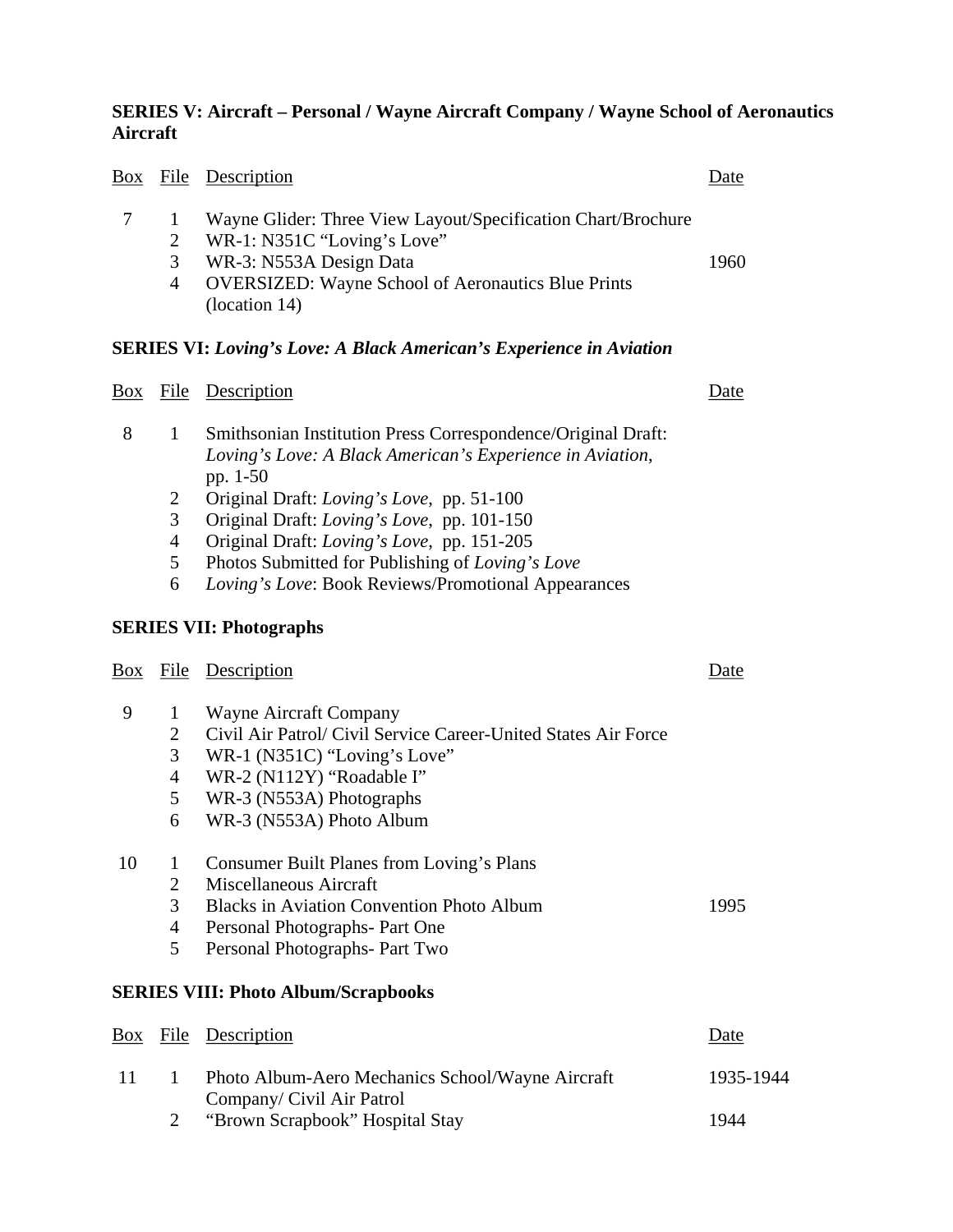**SERIES V: Aircraft – Personal / Wayne Aircraft Company / Wayne School of Aeronautics Aircraft**

| Box | File | Description | Date |
| --- | --- | --- | --- |
| 7 | 1 | Wayne Glider: Three View Layout/Specification Chart/Brochure | |
| | 2 | WR-1: N351C "Loving's Love" | |
| | 3 | WR-3: N553A Design Data | 1960 |
| | 4 | OVERSIZED: Wayne School of Aeronautics Blue Prints (location 14) | |

**SERIES VI:** ***Loving's Love: A Black American's Experience in Aviation***

| Box | File | Description | Date |
| --- | --- | --- | --- |
| 8 | 1 | Smithsonian Institution Press Correspondence/Original Draft: *Loving's Love: A Black American's Experience in Aviation*, pp. 1-50 | |
| | 2 | Original Draft: *Loving's Love*, pp. 51-100 | |
| | 3 | Original Draft: *Loving's Love*, pp. 101-150 | |
| | 4 | Original Draft: *Loving's Love*, pp. 151-205 | |
| | 5 | Photos Submitted for Publishing of *Loving's Love* | |
| | 6 | *Loving's Love*: Book Reviews/Promotional Appearances | |

**SERIES VII: Photographs**

| Box | File | Description | Date |
| --- | --- | --- | --- |
| 9 | 1 | Wayne Aircraft Company | |
| | 2 | Civil Air Patrol/ Civil Service Career-United States Air Force | |
| | 3 | WR-1 (N351C) "Loving's Love" | |
| | 4 | WR-2 (N112Y) "Roadable I" | |
| | 5 | WR-3 (N553A) Photographs | |
| | 6 | WR-3 (N553A) Photo Album | |
| 10 | 1 | Consumer Built Planes from Loving's Plans | |
| | 2 | Miscellaneous Aircraft | |
| | 3 | Blacks in Aviation Convention Photo Album | 1995 |
| | 4 | Personal Photographs- Part One | |
| | 5 | Personal Photographs- Part Two | |

**SERIES VIII: Photo Album/Scrapbooks**

| Box | File | Description | Date |
| --- | --- | --- | --- |
| 11 | 1 | Photo Album-Aero Mechanics School/Wayne Aircraft Company/ Civil Air Patrol | 1935-1944 |
| | 2 | "Brown Scrapbook" Hospital Stay | 1944 |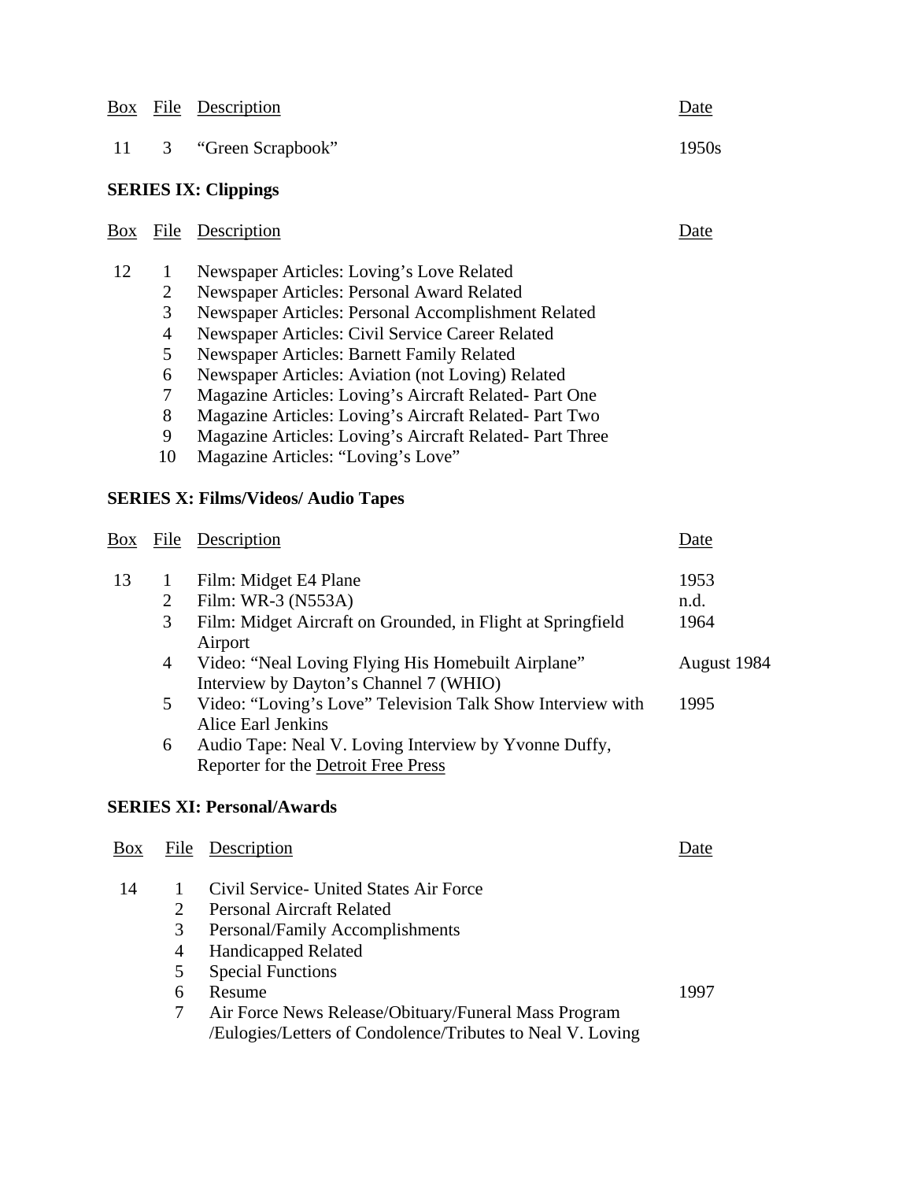| Box | File | Description | Date |
|---|---|---|---|
| 11 | 3 | "Green Scrapbook" | 1950s |

**SERIES IX: Clippings**

| Box | File | Description | Date |
|---|---|---|---|
| 12 | 1 | Newspaper Articles: Loving's Love Related | |
| | 2 | Newspaper Articles: Personal Award Related | |
| | 3 | Newspaper Articles: Personal Accomplishment Related | |
| | 4 | Newspaper Articles: Civil Service Career Related | |
| | 5 | Newspaper Articles: Barnett Family Related | |
| | 6 | Newspaper Articles: Aviation (not Loving) Related | |
| | 7 | Magazine Articles: Loving's Aircraft Related- Part One | |
| | 8 | Magazine Articles: Loving's Aircraft Related- Part Two | |
| | 9 | Magazine Articles: Loving's Aircraft Related- Part Three | |
| | 10 | Magazine Articles: "Loving's Love" | |

**SERIES X: Films/Videos/ Audio Tapes**

| Box | File | Description | Date |
|---|---|---|---|
| 13 | 1 | Film: Midget E4 Plane | 1953 |
| | 2 | Film: WR-3 (N553A) | n.d. |
| | 3 | Film: Midget Aircraft on Grounded, in Flight at Springfield Airport | 1964 |
| | 4 | Video: "Neal Loving Flying His Homebuilt Airplane" Interview by Dayton's Channel 7 (WHIO) | August 1984 |
| | 5 | Video: "Loving's Love" Television Talk Show Interview with Alice Earl Jenkins | 1995 |
| | 6 | Audio Tape: Neal V. Loving Interview by Yvonne Duffy, Reporter for the Detroit Free Press | |

**SERIES XI: Personal/Awards**

| Box | File | Description | Date |
|---|---|---|---|
| 14 | 1 | Civil Service- United States Air Force | |
| | 2 | Personal Aircraft Related | |
| | 3 | Personal/Family Accomplishments | |
| | 4 | Handicapped Related | |
| | 5 | Special Functions | |
| | 6 | Resume | 1997 |
| | 7 | Air Force News Release/Obituary/Funeral Mass Program /Eulogies/Letters of Condolence/Tributes to Neal V. Loving | |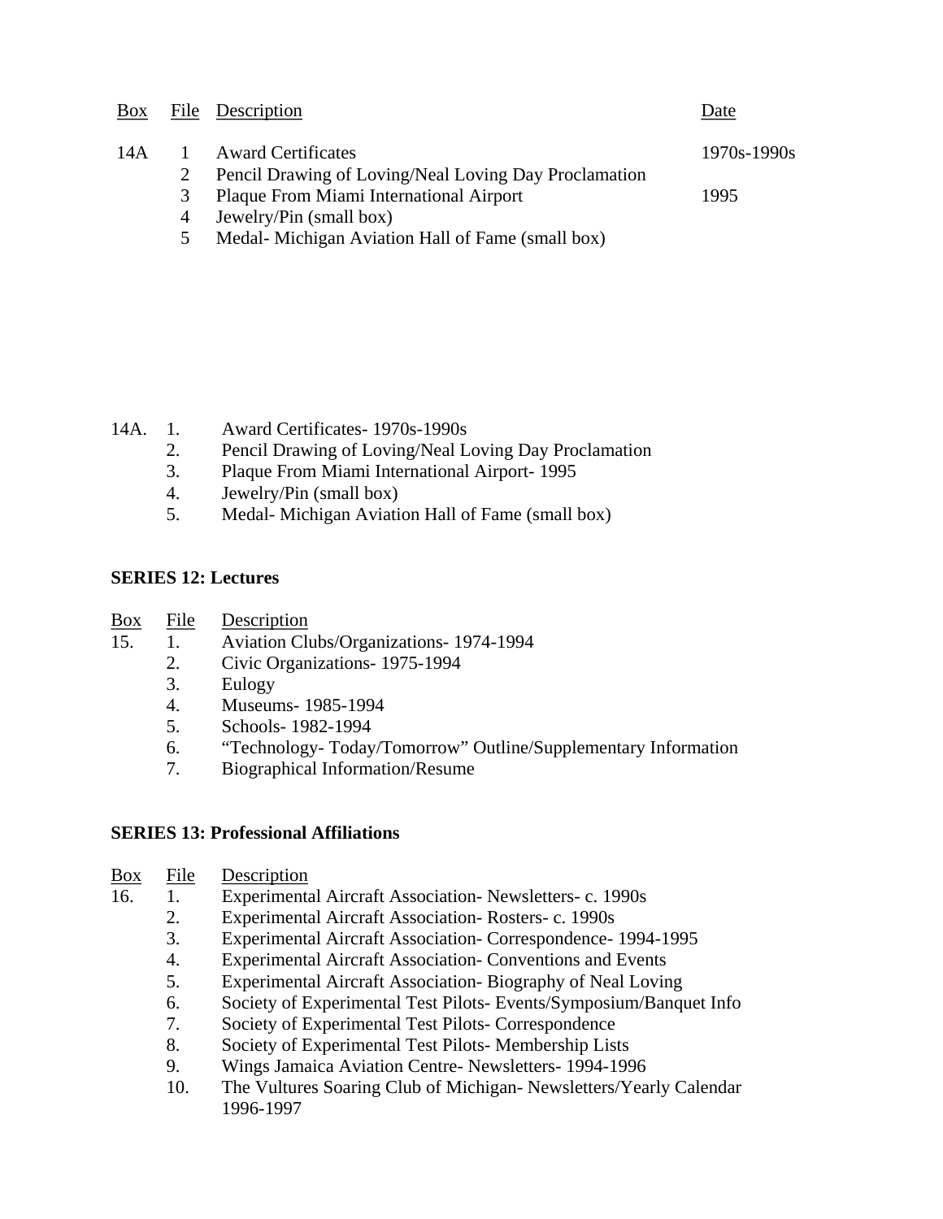| Box | File | Description | Date |
|---|---|---|---|
| 14A | 1 | Award Certificates | 1970s-1990s |
| | 2 | Pencil Drawing of Loving/Neal Loving Day Proclamation | |
| | 3 | Plaque From Miami International Airport | 1995 |
| | 4 | Jewelry/Pin (small box) | |
| | 5 | Medal- Michigan Aviation Hall of Fame (small box) | |

14A. 1. Award Certificates- 1970s-1990s
2. Pencil Drawing of Loving/Neal Loving Day Proclamation
3. Plaque From Miami International Airport- 1995
4. Jewelry/Pin (small box)
5. Medal- Michigan Aviation Hall of Fame (small box)

**SERIES 12: Lectures**

| Box | File | Description |
|---|---|---|
| 15. | 1. | Aviation Clubs/Organizations- 1974-1994 |
| | 2. | Civic Organizations- 1975-1994 |
| | 3. | Eulogy |
| | 4. | Museums- 1985-1994 |
| | 5. | Schools- 1982-1994 |
| | 6. | "Technology- Today/Tomorrow" Outline/Supplementary Information |
| | 7. | Biographical Information/Resume |

**SERIES 13: Professional Affiliations**

| Box | File | Description |
|---|---|---|
| 16. | 1. | Experimental Aircraft Association- Newsletters- c. 1990s |
| | 2. | Experimental Aircraft Association- Rosters- c. 1990s |
| | 3. | Experimental Aircraft Association- Correspondence- 1994-1995 |
| | 4. | Experimental Aircraft Association- Conventions and Events |
| | 5. | Experimental Aircraft Association- Biography of Neal Loving |
| | 6. | Society of Experimental Test Pilots- Events/Symposium/Banquet Info |
| | 7. | Society of Experimental Test Pilots- Correspondence |
| | 8. | Society of Experimental Test Pilots- Membership Lists |
| | 9. | Wings Jamaica Aviation Centre- Newsletters- 1994-1996 |
| | 10. | The Vultures Soaring Club of Michigan- Newsletters/Yearly Calendar 1996-1997 |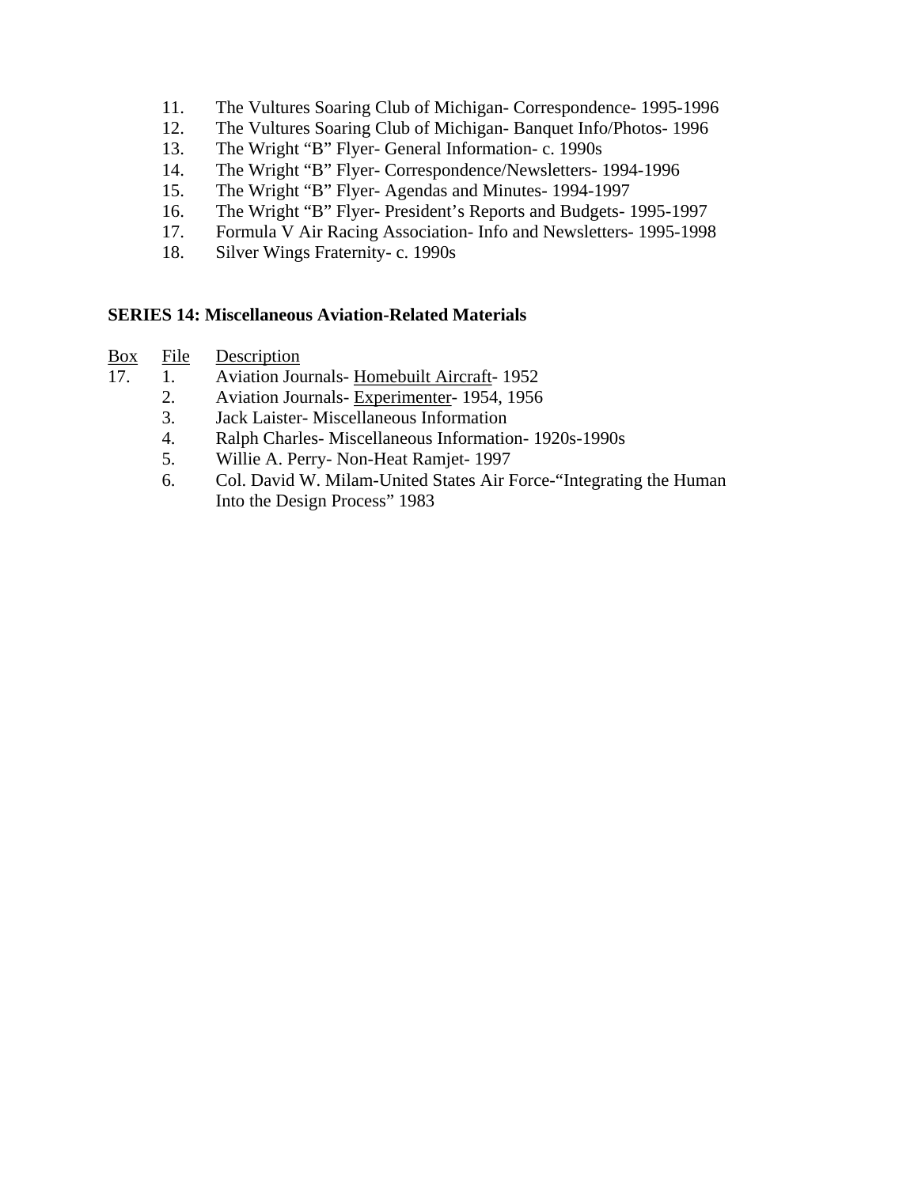11. The Vultures Soaring Club of Michigan- Correspondence- 1995-1996
12. The Vultures Soaring Club of Michigan- Banquet Info/Photos- 1996
13. The Wright “B” Flyer- General Information- c. 1990s
14. The Wright “B” Flyer- Correspondence/Newsletters- 1994-1996
15. The Wright “B” Flyer- Agendas and Minutes- 1994-1997
16. The Wright “B” Flyer- President’s Reports and Budgets- 1995-1997
17. Formula V Air Racing Association- Info and Newsletters- 1995-1998
18. Silver Wings Fraternity- c. 1990s

**SERIES 14: Miscellaneous Aviation-Related Materials**

| Box | File | Description |
|---|---|---|
| 17. | 1. | Aviation Journals- Homebuilt Aircraft- 1952 |
| | 2. | Aviation Journals- Experimenter- 1954, 1956 |
| | 3. | Jack Laister- Miscellaneous Information |
| | 4. | Ralph Charles- Miscellaneous Information- 1920s-1990s |
| | 5. | Willie A. Perry- Non-Heat Ramjet- 1997 |
| | 6. | Col. David W. Milam-United States Air Force-“Integrating the Human Into the Design Process” 1983 |